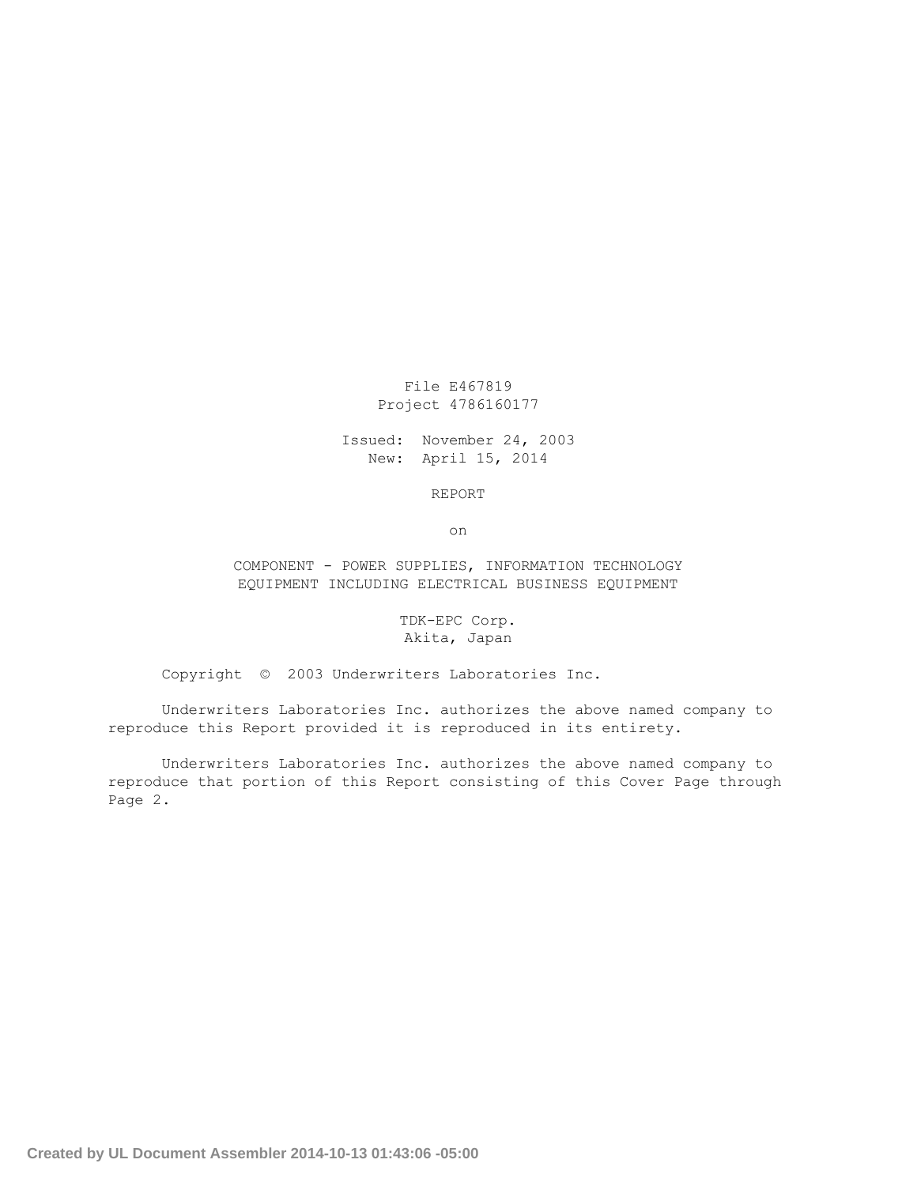File E467819
Project 4786160177

Issued: November 24, 2003
New: April 15, 2014

REPORT

on

COMPONENT - POWER SUPPLIES, INFORMATION TECHNOLOGY EQUIPMENT INCLUDING ELECTRICAL BUSINESS EQUIPMENT

TDK-EPC Corp.
Akita, Japan

Copyright © 2003 Underwriters Laboratories Inc.

Underwriters Laboratories Inc. authorizes the above named company to reproduce this Report provided it is reproduced in its entirety.

Underwriters Laboratories Inc. authorizes the above named company to reproduce that portion of this Report consisting of this Cover Page through Page 2.

Created by UL Document Assembler 2014-10-13 01:43:06 -05:00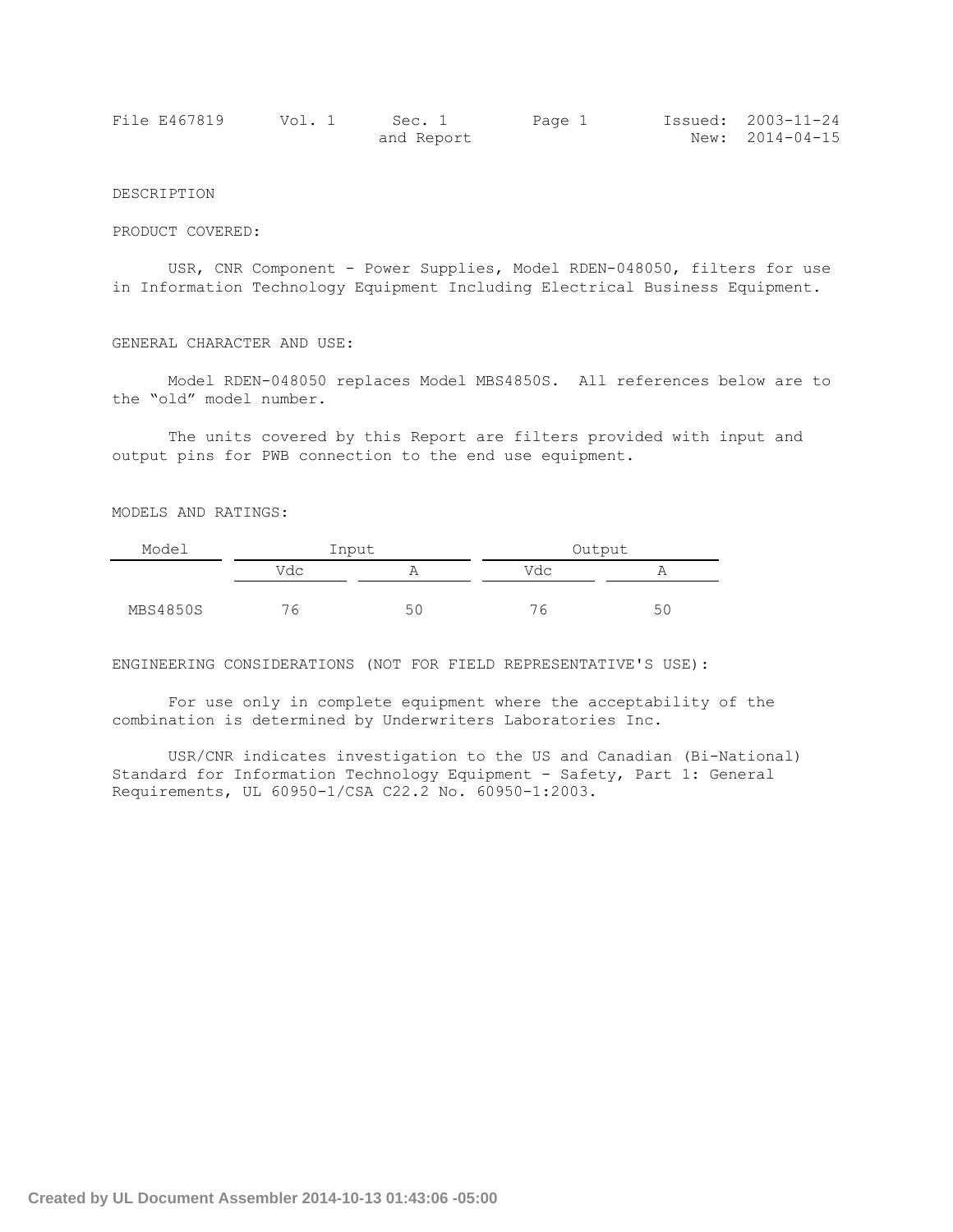DESCRIPTION

PRODUCT COVERED:

USR, CNR Component - Power Supplies, Model RDEN-048050, filters for use in Information Technology Equipment Including Electrical Business Equipment.

GENERAL CHARACTER AND USE:

Model RDEN-048050 replaces Model MBS4850S. All references below are to the "old" model number.

The units covered by this Report are filters provided with input and output pins for PWB connection to the end use equipment.

MODELS AND RATINGS:

| Model | Input | | Output | |
|---|---|---|---|---|
| | Vdc | A | Vdc | A |
| MBS4850S | 76 | 50 | 76 | 50 |

ENGINEERING CONSIDERATIONS (NOT FOR FIELD REPRESENTATIVE'S USE):

For use only in complete equipment where the acceptability of the combination is determined by Underwriters Laboratories Inc.

USR/CNR indicates investigation to the US and Canadian (Bi-National) Standard for Information Technology Equipment - Safety, Part 1: General Requirements, UL 60950-1/CSA C22.2 No. 60950-1:2003.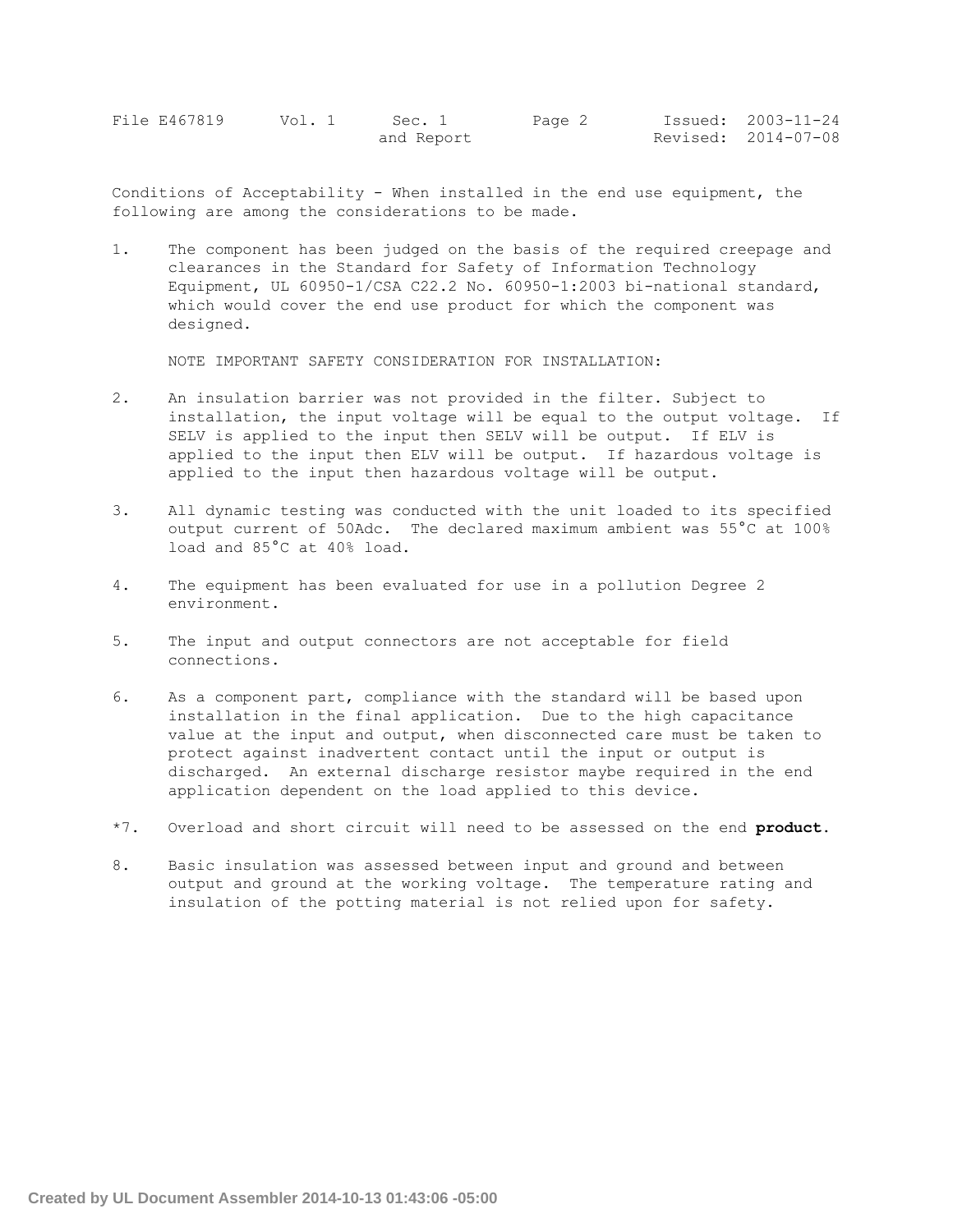Conditions of Acceptability - When installed in the end use equipment, the following are among the considerations to be made.

1. The component has been judged on the basis of the required creepage and clearances in the Standard for Safety of Information Technology Equipment, UL 60950-1/CSA C22.2 No. 60950-1:2003 bi-national standard, which would cover the end use product for which the component was designed.

   NOTE IMPORTANT SAFETY CONSIDERATION FOR INSTALLATION:

2. An insulation barrier was not provided in the filter. Subject to installation, the input voltage will be equal to the output voltage. If SELV is applied to the input then SELV will be output. If ELV is applied to the input then ELV will be output. If hazardous voltage is applied to the input then hazardous voltage will be output.

3. All dynamic testing was conducted with the unit loaded to its specified output current of 50Adc. The declared maximum ambient was 55°C at 100% load and 85°C at 40% load.

4. The equipment has been evaluated for use in a pollution Degree 2 environment.

5. The input and output connectors are not acceptable for field connections.

6. As a component part, compliance with the standard will be based upon installation in the final application. Due to the high capacitance value at the input and output, when disconnected care must be taken to protect against inadvertent contact until the input or output is discharged. An external discharge resistor maybe required in the end application dependent on the load applied to this device.

*7. Overload and short circuit will need to be assessed on the end **product**.

8. Basic insulation was assessed between input and ground and between output and ground at the working voltage. The temperature rating and insulation of the potting material is not relied upon for safety.